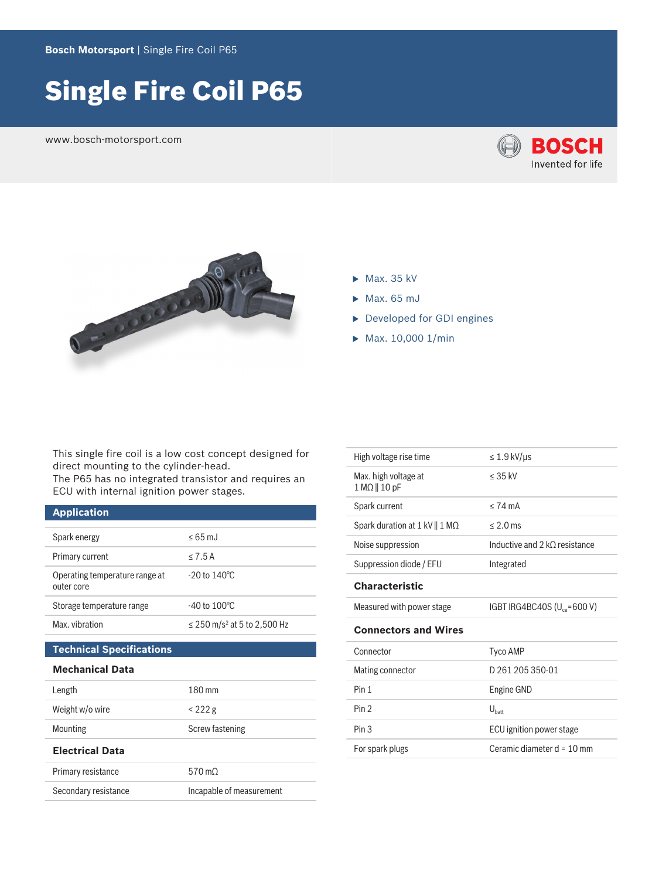Bosch Motorsport | Single Fire Coil P65

# Single Fire Coil P65

www.bosch-motorsport.com

- Max. 35 kV
- Max. 65 mJ
- Developed for GDI engines
- Max. 10,000 1/min

This single fire coil is a low cost concept designed for direct mounting to the cylinder-head.
The P65 has no integrated transistor and requires an ECU with internal ignition power stages.

## Application

| | |
|---|---|
| Spark energy | ≤ 65 mJ |
| Primary current | ≤ 7.5 A |
| Operating temperature range at outer core | -20 to 140°C |
| Storage temperature range | -40 to 100°C |
| Max. vibration | ≤ 250 m/s² at 5 to 2,500 Hz |

## Technical Specifications

### Mechanical Data

| | |
|---|---|
| Length | 180 mm |
| Weight w/o wire | < 222 g |
| Mounting | Screw fastening |

### Electrical Data

| | |
|---|---|
| Primary resistance | 570 mΩ |
| Secondary resistance | Incapable of measurement |
| High voltage rise time | ≤ 1.9 kV/µs |
| Max. high voltage at 1 MΩ ‖ 10 pF | ≤ 35 kV |
| Spark current | ≤ 74 mA |
| Spark duration at 1 kV ‖ 1 MΩ | ≤ 2.0 ms |
| Noise suppression | Inductive and 2 kΩ resistance |
| Suppression diode / EFU | Integrated |

### Characteristic

| | |
|---|---|
| Measured with power stage | IGBT IRG4BC40S ($U_{ce}$=600 V) |

### Connectors and Wires

| | |
|---|---|
| Connector | Tyco AMP |
| Mating connector | D 261 205 350-01 |
| Pin 1 | Engine GND |
| Pin 2 | $U_{batt}$ |
| Pin 3 | ECU ignition power stage |
| For spark plugs | Ceramic diameter d = 10 mm |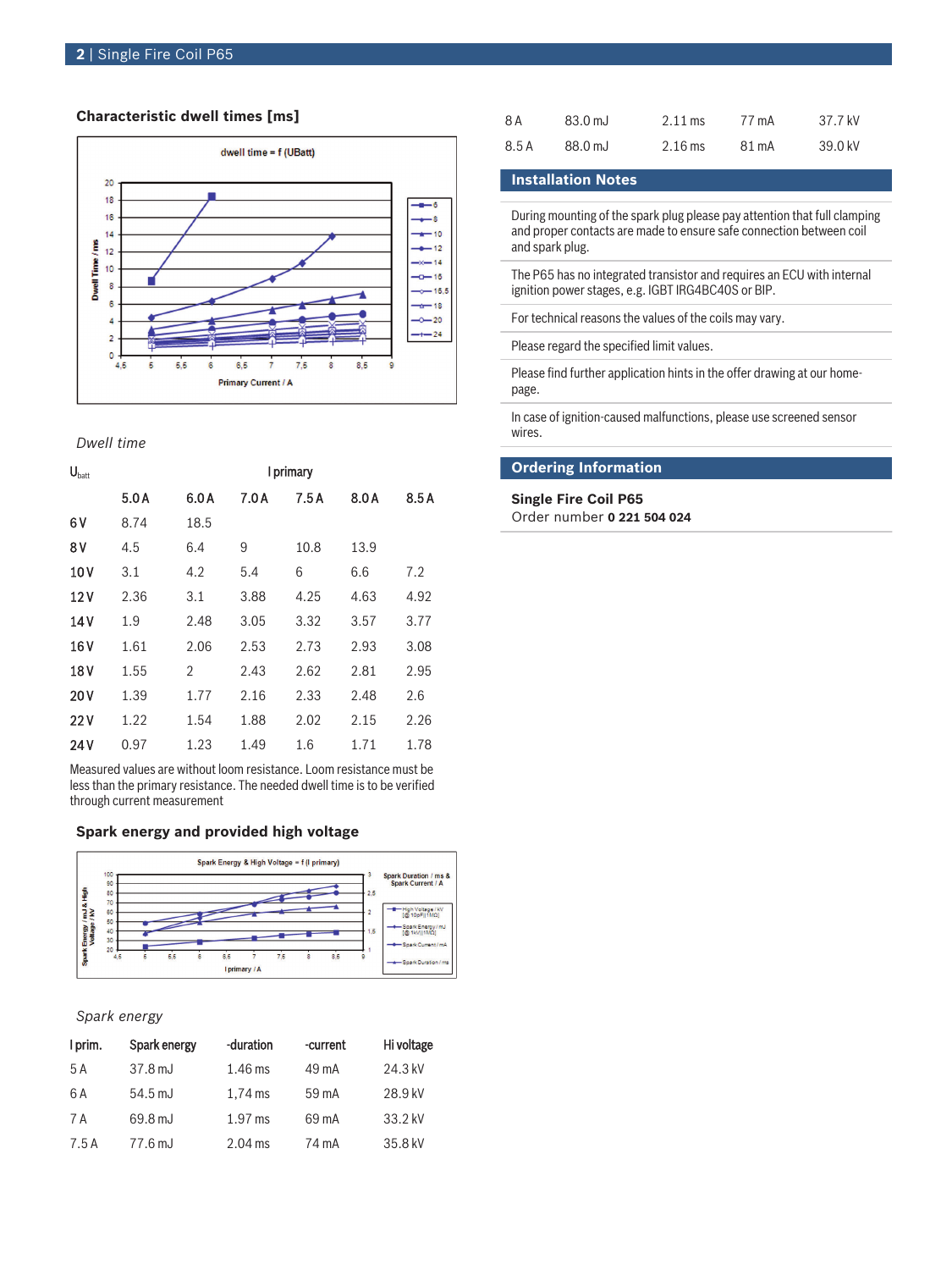## Characteristic dwell times [ms]

*Dwell time*

| $U_{batt}$ | I primary | | | | | |
|---|---|---|---|---|---|---|
| | 5.0 A | 6.0 A | 7.0 A | 7.5 A | 8.0 A | 8.5 A |
| 6 V | 8.74 | 18.5 | | | | |
| 8 V | 4.5 | 6.4 | 9 | 10.8 | 13.9 | |
| 10 V | 3.1 | 4.2 | 5.4 | 6 | 6.6 | 7.2 |
| 12 V | 2.36 | 3.1 | 3.88 | 4.25 | 4.63 | 4.92 |
| 14 V | 1.9 | 2.48 | 3.05 | 3.32 | 3.57 | 3.77 |
| 16 V | 1.61 | 2.06 | 2.53 | 2.73 | 2.93 | 3.08 |
| 18 V | 1.55 | 2 | 2.43 | 2.62 | 2.81 | 2.95 |
| 20 V | 1.39 | 1.77 | 2.16 | 2.33 | 2.48 | 2.6 |
| 22 V | 1.22 | 1.54 | 1.88 | 2.02 | 2.15 | 2.26 |
| 24 V | 0.97 | 1.23 | 1.49 | 1.6 | 1.71 | 1.78 |

Measured values are without loom resistance. Loom resistance must be less than the primary resistance. The needed dwell time is to be verified through current measurement

## Spark energy and provided high voltage

*Spark energy*

| I prim. | Spark energy | -duration | -current | Hi voltage |
|---|---|---|---|---|
| 5 A | 37.8 mJ | 1.46 ms | 49 mA | 24.3 kV |
| 6 A | 54.5 mJ | 1,74 ms | 59 mA | 28.9 kV |
| 7 A | 69.8 mJ | 1.97 ms | 69 mA | 33.2 kV |
| 7.5 A | 77.6 mJ | 2.04 ms | 74 mA | 35.8 kV |
| 8 A | 83.0 mJ | 2.11 ms | 77 mA | 37.7 kV |
| 8.5 A | 88.0 mJ | 2.16 ms | 81 mA | 39.0 kV |

## Installation Notes

During mounting of the spark plug please pay attention that full clamping and proper contacts are made to ensure safe connection between coil and spark plug.

The P65 has no integrated transistor and requires an ECU with internal ignition power stages, e.g. IGBT IRG4BC40S or BIP.

For technical reasons the values of the coils may vary.

Please regard the specified limit values.

Please find further application hints in the offer drawing at our homepage.

In case of ignition-caused malfunctions, please use screened sensor wires.

## Ordering Information

**Single Fire Coil P65**
Order number **0 221 504 024**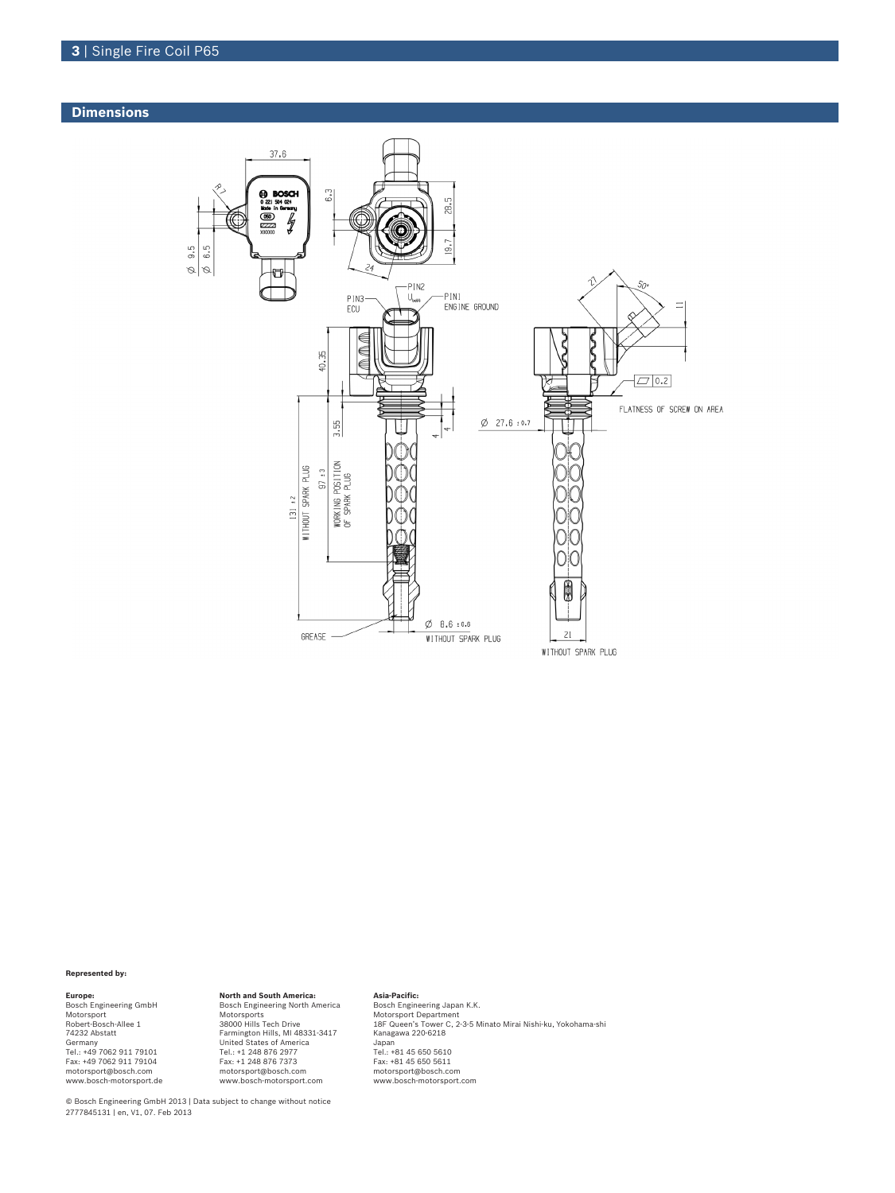## Dimensions

37.6

R 7

6.3

28.5

19.7

24

Ø 9.5

Ø 6.5

PIN2

$U_{batt}$

PIN3

ECU

PIN1

ENGINE GROUND

27

50°

11

0.2

FLATNESS OF SCREW ON AREA

40.35

3.55

4

4

Ø 27.6 ±0.7

131 ±2

WITHOUT SPARK PLUG

97 ±3

WORKING POSITION OF SPARK PLUG

Ø 8.6 ±0.8

WITHOUT SPARK PLUG

GREASE

21

WITHOUT SPARK PLUG

**Represented by:**

**Europe:**
Bosch Engineering GmbH
Motorsport
Robert-Bosch-Allee 1
74232 Abstatt
Germany
Tel.: +49 7062 911 79101
Fax: +49 7062 911 79104
motorsport@bosch.com
www.bosch-motorsport.de

**North and South America:**
Bosch Engineering North America
Motorsports
38000 Hills Tech Drive
Farmington Hills, MI 48331-3417
United States of America
Tel.: +1 248 876 2977
Fax: +1 248 876 7373
motorsport@bosch.com
www.bosch-motorsport.com

**Asia-Pacific:**
Bosch Engineering Japan K.K.
Motorsport Department
18F Queen's Tower C, 2-3-5 Minato Mirai Nishi-ku, Yokohama-shi
Kanagawa 220-6218
Japan
Tel.: +81 45 650 5610
Fax: +81 45 650 5611
motorsport@bosch.com
www.bosch-motorsport.com

© Bosch Engineering GmbH 2013 | Data subject to change without notice
2777845131 | en, V1, 07. Feb 2013